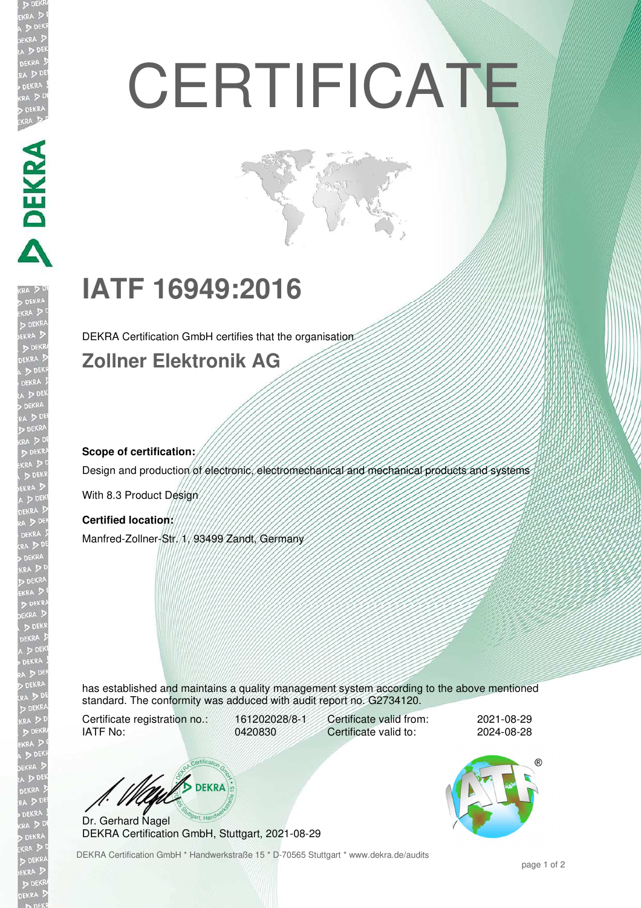# CERTIFICATE

## IATF 16949:2016

DEKRA Certification GmbH certifies that the organisation

### Zollner Elektronik AG

**Scope of certification:**

Design and production of electronic, electromechanical and mechanical products and systems

With 8.3 Product Design

**Certified location:**

Manfred-Zollner-Str. 1, 93499 Zandt, Germany

has established and maintains a quality management system according to the above mentioned standard. The conformity was adduced with audit report no. G2734120.

| | | | |
|---|---|---|---|
| Certificate registration no.: | 161202028/8-1 | Certificate valid from: | 2021-08-29 |
| IATF No: | 0420830 | Certificate valid to: | 2024-08-28 |

Dr. Gerhard Nagel
DEKRA Certification GmbH, Stuttgart, 2021-08-29

DEKRA Certification GmbH * Handwerkstraße 15 * D-70565 Stuttgart * www.dekra.de/audits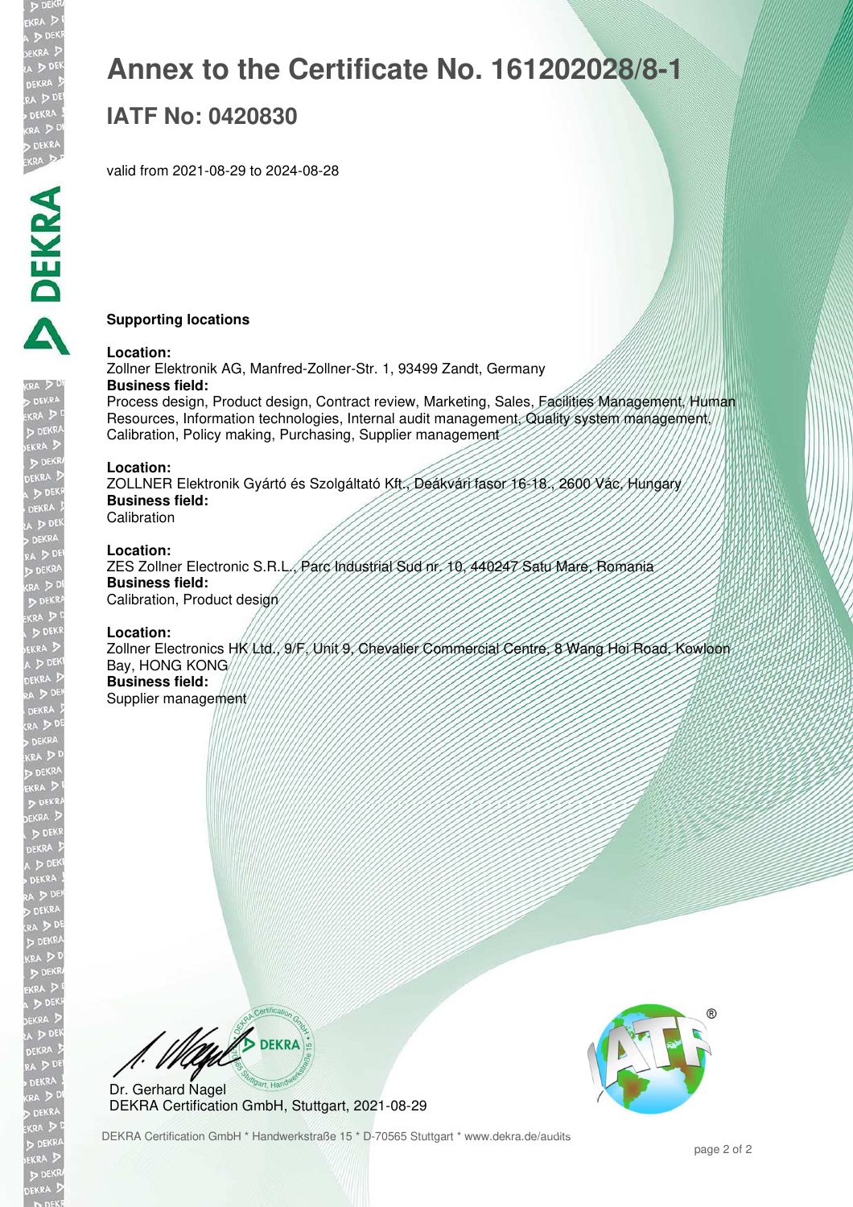# Annex to the Certificate No. 161202028/8-1

## IATF No: 0420830

valid from 2021-08-29 to 2024-08-28

**Supporting locations**

**Location:**
Zollner Elektronik AG, Manfred-Zollner-Str. 1, 93499 Zandt, Germany
**Business field:**
Process design, Product design, Contract review, Marketing, Sales, Facilities Management, Human Resources, Information technologies, Internal audit management, Quality system management, Calibration, Policy making, Purchasing, Supplier management

**Location:**
ZOLLNER Elektronik Gyártó és Szolgáltató Kft., Deákvári fasor 16-18., 2600 Vác, Hungary
**Business field:**
Calibration

**Location:**
ZES Zollner Electronic S.R.L., Parc Industrial Sud nr. 10, 440247 Satu Mare, Romania
**Business field:**
Calibration, Product design

**Location:**
Zollner Electronics HK Ltd., 9/F, Unit 9, Chevalier Commercial Centre, 8 Wang Hoi Road, Kowloon Bay, HONG KONG
**Business field:**
Supplier management

Dr. Gerhard Nagel
DEKRA Certification GmbH, Stuttgart, 2021-08-29

DEKRA Certification GmbH * Handwerkstraße 15 * D-70565 Stuttgart * www.dekra.de/audits